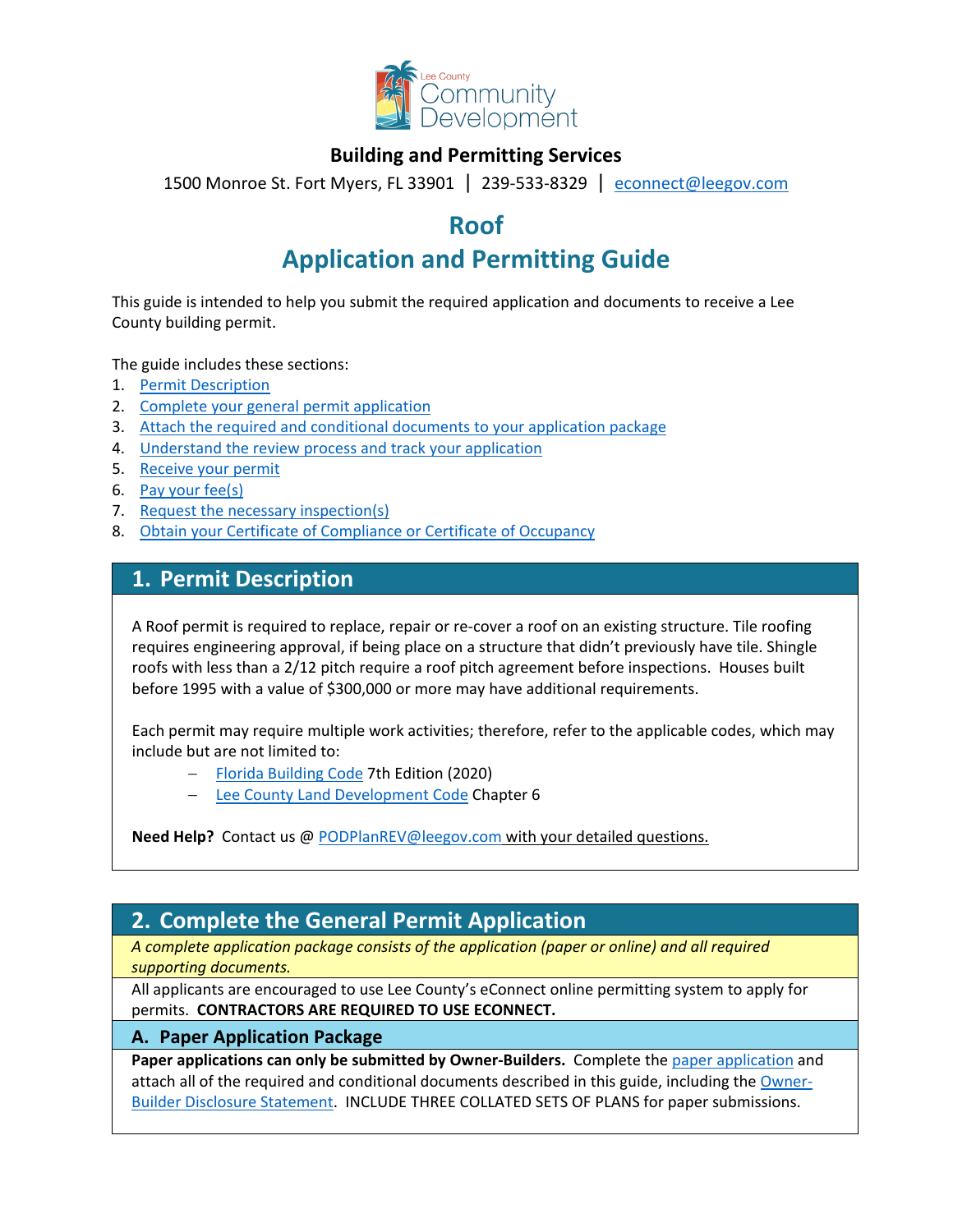Lee County Community Development

**Building and Permitting Services**

1500 Monroe St. Fort Myers, FL 33901 | 239-533-8329 | [econnect@leegov.com](mailto:econnect@leegov.com)

# Roof
# Application and Permitting Guide

This guide is intended to help you submit the required application and documents to receive a Lee County building permit.

The guide includes these sections:

1. Permit Description
2. Complete your general permit application
3. Attach the required and conditional documents to your application package
4. Understand the review process and track your application
5. Receive your permit
6. Pay your fee(s)
7. Request the necessary inspection(s)
8. Obtain your Certificate of Compliance or Certificate of Occupancy

## 1. Permit Description

A Roof permit is required to replace, repair or re-cover a roof on an existing structure. Tile roofing requires engineering approval, if being place on a structure that didn't previously have tile. Shingle roofs with less than a 2/12 pitch require a roof pitch agreement before inspections. Houses built before 1995 with a value of $300,000 or more may have additional requirements.

Each permit may require multiple work activities; therefore, refer to the applicable codes, which may include but are not limited to:

- Florida Building Code 7th Edition (2020)
- Lee County Land Development Code Chapter 6

**Need Help?** Contact us @ PODPlanREV@leegov.com with your detailed questions.

## 2. Complete the General Permit Application

*A complete application package consists of the application (paper or online) and all required supporting documents.*

All applicants are encouraged to use Lee County's eConnect online permitting system to apply for permits. **CONTRACTORS ARE REQUIRED TO USE ECONNECT.**

### A. Paper Application Package

**Paper applications can only be submitted by Owner-Builders.** Complete the paper application and attach all of the required and conditional documents described in this guide, including the Owner-Builder Disclosure Statement. INCLUDE THREE COLLATED SETS OF PLANS for paper submissions.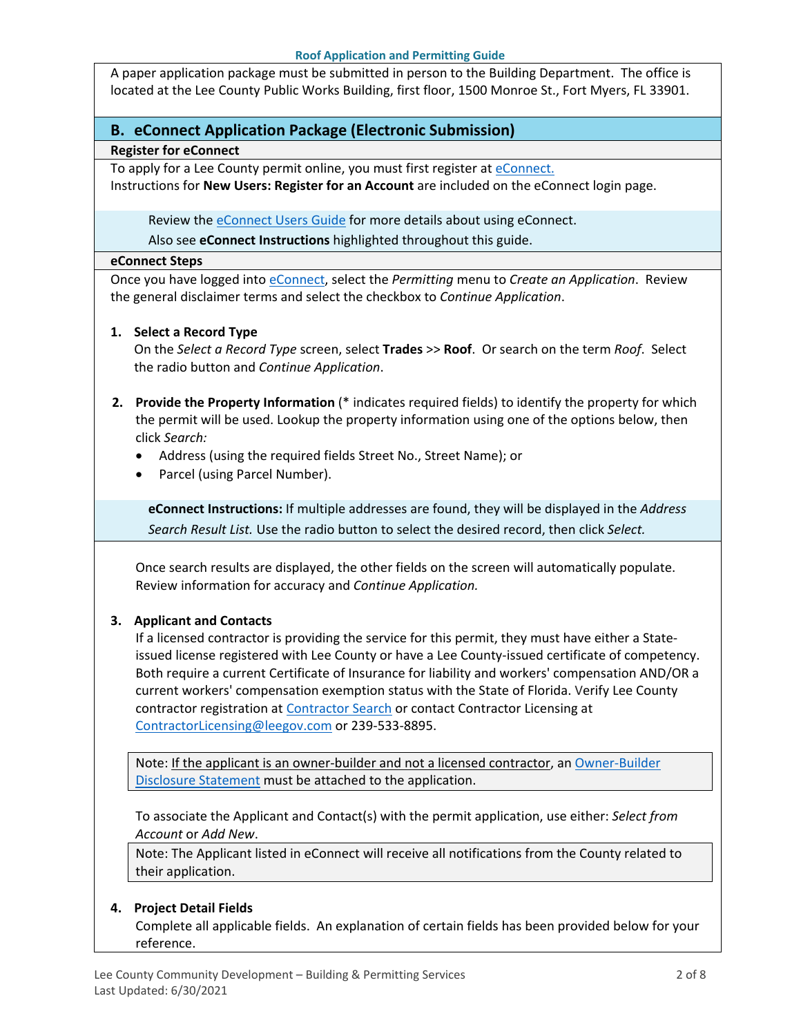A paper application package must be submitted in person to the Building Department. The office is located at the Lee County Public Works Building, first floor, 1500 Monroe St., Fort Myers, FL 33901.

## B. eConnect Application Package (Electronic Submission)

### Register for eConnect

To apply for a Lee County permit online, you must first register at eConnect.
Instructions for **New Users: Register for an Account** are included on the eConnect login page.

> Review the eConnect Users Guide for more details about using eConnect.
> Also see **eConnect Instructions** highlighted throughout this guide.

### eConnect Steps

Once you have logged into eConnect, select the *Permitting* menu to *Create an Application*. Review the general disclaimer terms and select the checkbox to *Continue Application*.

1. **Select a Record Type**
   On the *Select a Record Type* screen, select **Trades** >> **Roof**. Or search on the term *Roof*. Select the radio button and *Continue Application*.

2. **Provide the Property Information** (* indicates required fields) to identify the property for which the permit will be used. Lookup the property information using one of the options below, then click *Search:*
   - Address (using the required fields Street No., Street Name); or
   - Parcel (using Parcel Number).

   > **eConnect Instructions:** If multiple addresses are found, they will be displayed in the *Address Search Result List.* Use the radio button to select the desired record, then click *Select.*

   Once search results are displayed, the other fields on the screen will automatically populate. Review information for accuracy and *Continue Application.*

3. **Applicant and Contacts**
   If a licensed contractor is providing the service for this permit, they must have either a State-issued license registered with Lee County or have a Lee County-issued certificate of competency. Both require a current Certificate of Insurance for liability and workers' compensation AND/OR a current workers' compensation exemption status with the State of Florida. Verify Lee County contractor registration at Contractor Search or contact Contractor Licensing at ContractorLicensing@leegov.com or 239-533-8895.

   > Note: If the applicant is an owner-builder and not a licensed contractor, an Owner-Builder Disclosure Statement must be attached to the application.

   To associate the Applicant and Contact(s) with the permit application, use either: *Select from Account* or *Add New*.

   > Note: The Applicant listed in eConnect will receive all notifications from the County related to their application.

4. **Project Detail Fields**
   Complete all applicable fields. An explanation of certain fields has been provided below for your reference.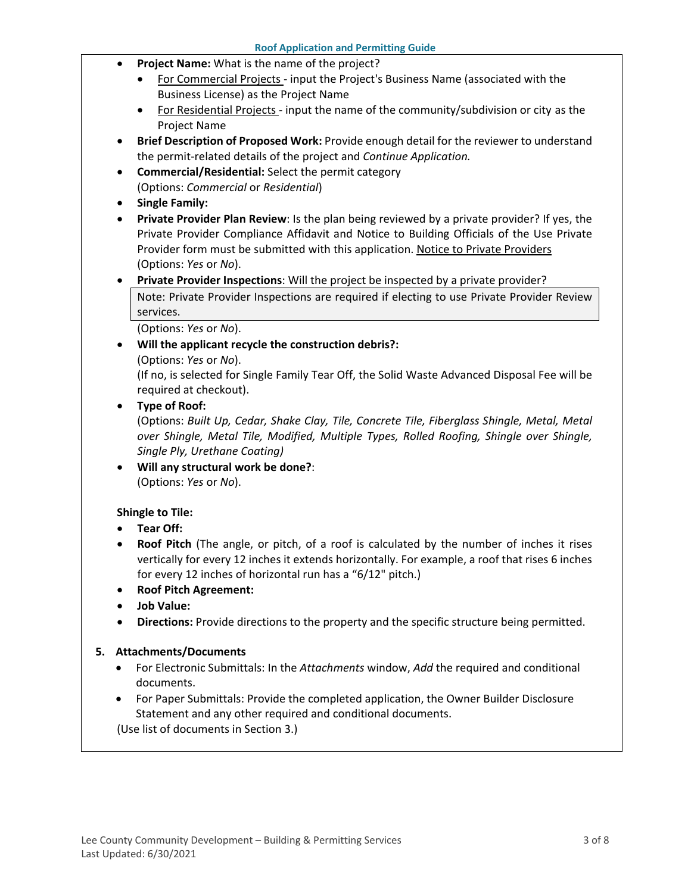- **Project Name:** What is the name of the project?
  - For Commercial Projects - input the Project's Business Name (associated with the Business License) as the Project Name
  - For Residential Projects - input the name of the community/subdivision or city as the Project Name
- **Brief Description of Proposed Work:** Provide enough detail for the reviewer to understand the permit-related details of the project and *Continue Application.*
- **Commercial/Residential:** Select the permit category (Options: *Commercial* or *Residential*)
- **Single Family:**
- **Private Provider Plan Review**: Is the plan being reviewed by a private provider? If yes, the Private Provider Compliance Affidavit and Notice to Building Officials of the Use Private Provider form must be submitted with this application. Notice to Private Providers (Options: *Yes* or *No*).
- **Private Provider Inspections**: Will the project be inspected by a private provider?

  > Note: Private Provider Inspections are required if electing to use Private Provider Review services.

  (Options: *Yes* or *No*).
- **Will the applicant recycle the construction debris?:**
  (Options: *Yes* or *No*).
  (If no, is selected for Single Family Tear Off, the Solid Waste Advanced Disposal Fee will be required at checkout).
- **Type of Roof:**
  (Options: *Built Up, Cedar, Shake Clay, Tile, Concrete Tile, Fiberglass Shingle, Metal, Metal over Shingle, Metal Tile, Modified, Multiple Types, Rolled Roofing, Shingle over Shingle, Single Ply, Urethane Coating)*
- **Will any structural work be done?**:
  (Options: *Yes* or *No*).

**Shingle to Tile:**

- **Tear Off:**
- **Roof Pitch** (The angle, or pitch, of a roof is calculated by the number of inches it rises vertically for every 12 inches it extends horizontally. For example, a roof that rises 6 inches for every 12 inches of horizontal run has a "6/12" pitch.)
- **Roof Pitch Agreement:**
- **Job Value:**
- **Directions:** Provide directions to the property and the specific structure being permitted.

5. **Attachments/Documents**
   - For Electronic Submittals: In the *Attachments* window, *Add* the required and conditional documents.
   - For Paper Submittals: Provide the completed application, the Owner Builder Disclosure Statement and any other required and conditional documents.

   (Use list of documents in Section 3.)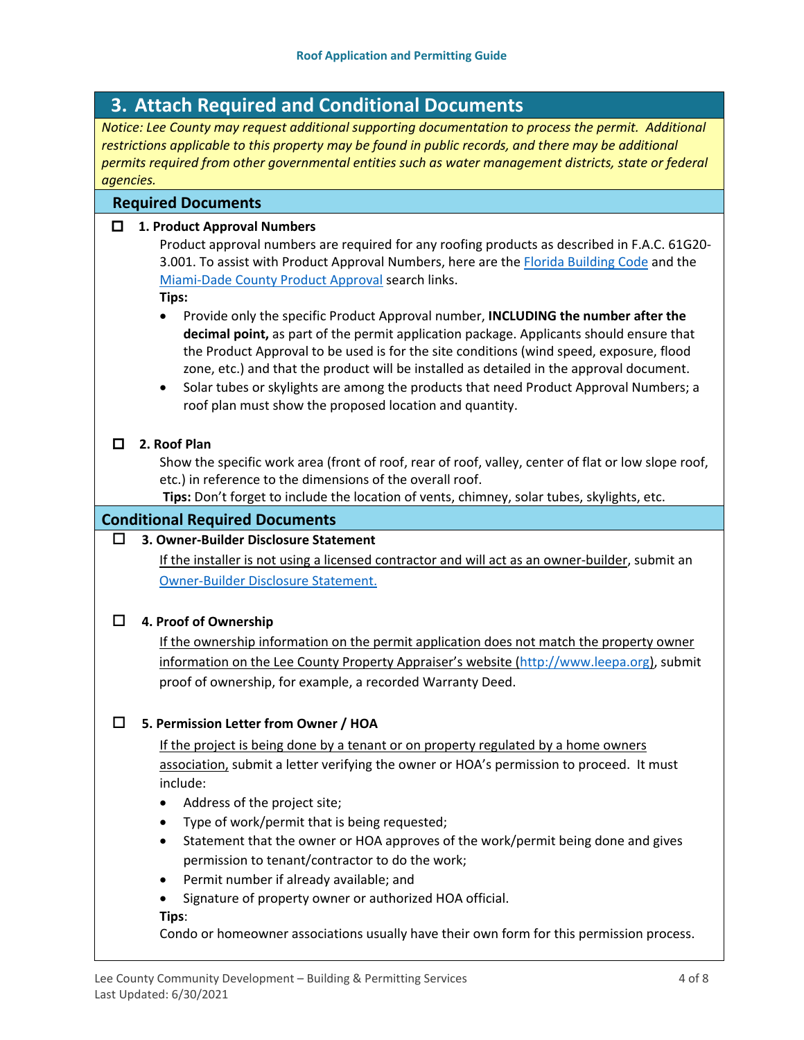## 3. Attach Required and Conditional Documents

*Notice: Lee County may request additional supporting documentation to process the permit. Additional restrictions applicable to this property may be found in public records, and there may be additional permits required from other governmental entities such as water management districts, state or federal agencies.*

### Required Documents

☐ **1. Product Approval Numbers**

Product approval numbers are required for any roofing products as described in F.A.C. 61G20-3.001. To assist with Product Approval Numbers, here are the Florida Building Code and the Miami-Dade County Product Approval search links.

**Tips:**

- Provide only the specific Product Approval number, **INCLUDING the number after the decimal point,** as part of the permit application package. Applicants should ensure that the Product Approval to be used is for the site conditions (wind speed, exposure, flood zone, etc.) and that the product will be installed as detailed in the approval document.
- Solar tubes or skylights are among the products that need Product Approval Numbers; a roof plan must show the proposed location and quantity.

☐ **2. Roof Plan**

Show the specific work area (front of roof, rear of roof, valley, center of flat or low slope roof, etc.) in reference to the dimensions of the overall roof.

**Tips:** Don't forget to include the location of vents, chimney, solar tubes, skylights, etc.

### Conditional Required Documents

☐ **3. Owner-Builder Disclosure Statement**

If the installer is not using a licensed contractor and will act as an owner-builder, submit an Owner-Builder Disclosure Statement.

☐ **4. Proof of Ownership**

If the ownership information on the permit application does not match the property owner information on the Lee County Property Appraiser's website (http://www.leepa.org), submit proof of ownership, for example, a recorded Warranty Deed.

☐ **5. Permission Letter from Owner / HOA**

If the project is being done by a tenant or on property regulated by a home owners association, submit a letter verifying the owner or HOA's permission to proceed. It must include:

- Address of the project site;
- Type of work/permit that is being requested;
- Statement that the owner or HOA approves of the work/permit being done and gives permission to tenant/contractor to do the work;
- Permit number if already available; and
- Signature of property owner or authorized HOA official.

**Tips**:

Condo or homeowner associations usually have their own form for this permission process.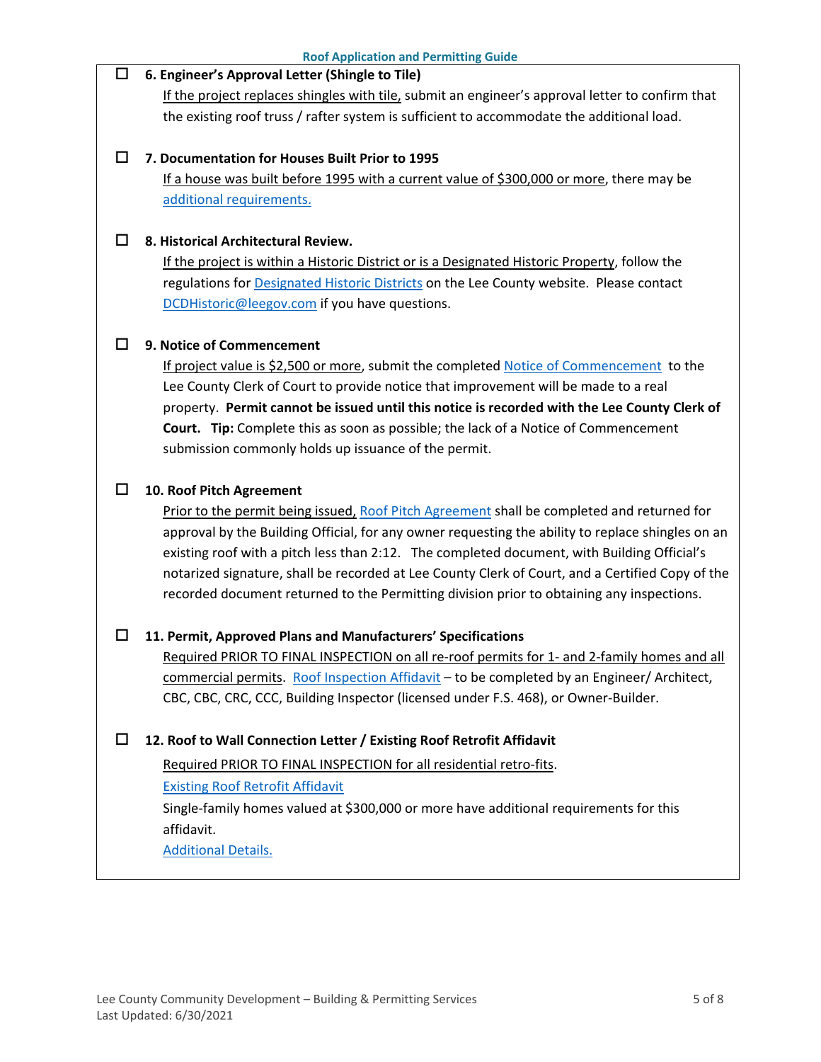- [ ] **6. Engineer's Approval Letter (Shingle to Tile)**

  If the project replaces shingles with tile, submit an engineer's approval letter to confirm that the existing roof truss / rafter system is sufficient to accommodate the additional load.

- [ ] **7. Documentation for Houses Built Prior to 1995**

  If a house was built before 1995 with a current value of $300,000 or more, there may be additional requirements.

- [ ] **8. Historical Architectural Review.**

  If the project is within a Historic District or is a Designated Historic Property, follow the regulations for Designated Historic Districts on the Lee County website. Please contact DCDHistoric@leegov.com if you have questions.

- [ ] **9. Notice of Commencement**

  If project value is $2,500 or more, submit the completed Notice of Commencement to the Lee County Clerk of Court to provide notice that improvement will be made to a real property. **Permit cannot be issued until this notice is recorded with the Lee County Clerk of Court. Tip:** Complete this as soon as possible; the lack of a Notice of Commencement submission commonly holds up issuance of the permit.

- [ ] **10. Roof Pitch Agreement**

  Prior to the permit being issued, Roof Pitch Agreement shall be completed and returned for approval by the Building Official, for any owner requesting the ability to replace shingles on an existing roof with a pitch less than 2:12. The completed document, with Building Official's notarized signature, shall be recorded at Lee County Clerk of Court, and a Certified Copy of the recorded document returned to the Permitting division prior to obtaining any inspections.

- [ ] **11. Permit, Approved Plans and Manufacturers' Specifications**

  Required PRIOR TO FINAL INSPECTION on all re-roof permits for 1- and 2-family homes and all commercial permits. Roof Inspection Affidavit – to be completed by an Engineer/ Architect, CBC, CBC, CRC, CCC, Building Inspector (licensed under F.S. 468), or Owner-Builder.

- [ ] **12. Roof to Wall Connection Letter / Existing Roof Retrofit Affidavit**

  Required PRIOR TO FINAL INSPECTION for all residential retro-fits.

  Existing Roof Retrofit Affidavit

  Single-family homes valued at $300,000 or more have additional requirements for this affidavit.

  Additional Details.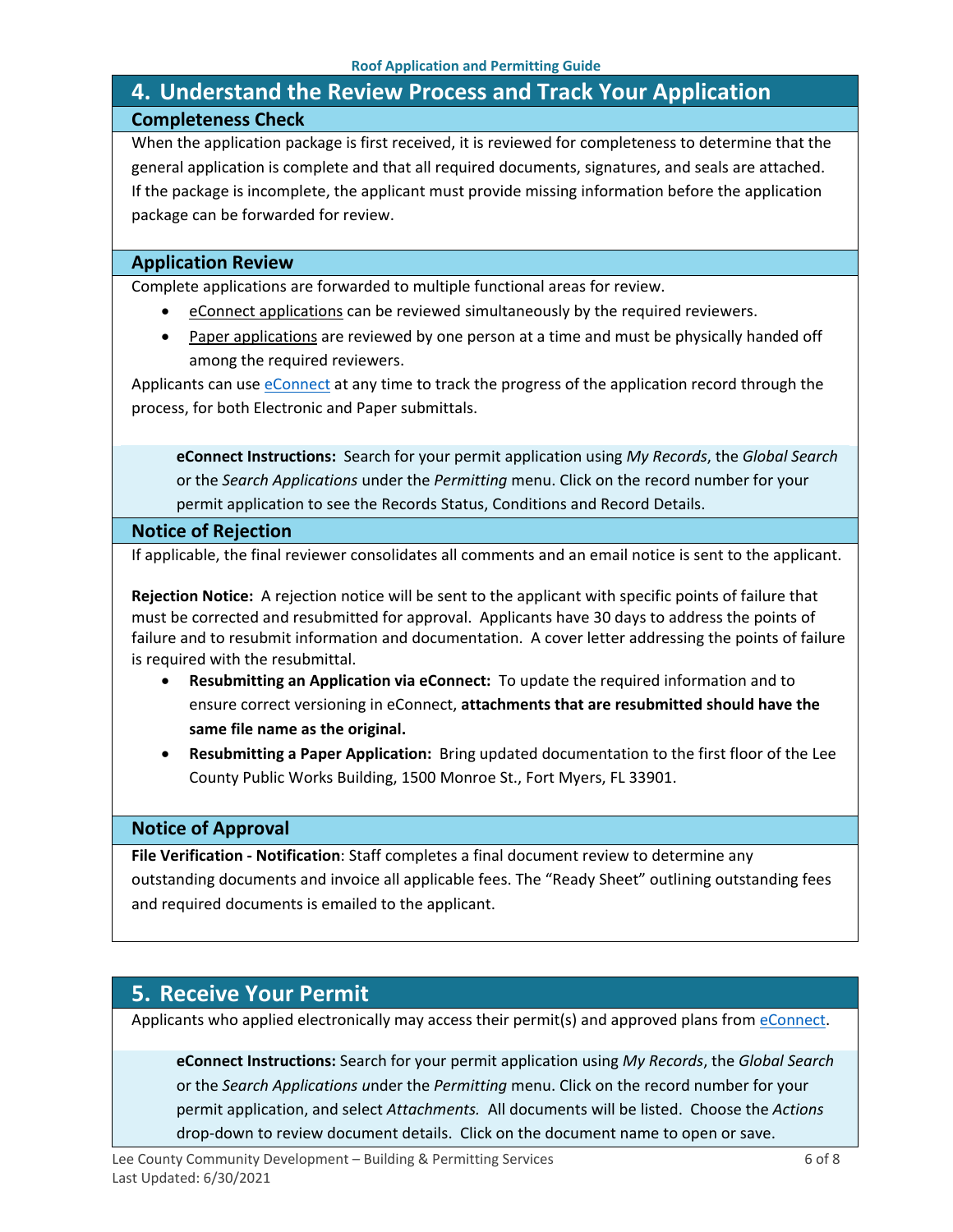## 4. Understand the Review Process and Track Your Application

### Completeness Check

When the application package is first received, it is reviewed for completeness to determine that the general application is complete and that all required documents, signatures, and seals are attached. If the package is incomplete, the applicant must provide missing information before the application package can be forwarded for review.

### Application Review

Complete applications are forwarded to multiple functional areas for review.

- eConnect applications can be reviewed simultaneously by the required reviewers.
- Paper applications are reviewed by one person at a time and must be physically handed off among the required reviewers.

Applicants can use eConnect at any time to track the progress of the application record through the process, for both Electronic and Paper submittals.

> **eConnect Instructions:** Search for your permit application using *My Records*, the *Global Search* or the *Search Applications* under the *Permitting* menu. Click on the record number for your permit application to see the Records Status, Conditions and Record Details.

### Notice of Rejection

If applicable, the final reviewer consolidates all comments and an email notice is sent to the applicant.

**Rejection Notice:** A rejection notice will be sent to the applicant with specific points of failure that must be corrected and resubmitted for approval. Applicants have 30 days to address the points of failure and to resubmit information and documentation. A cover letter addressing the points of failure is required with the resubmittal.

- **Resubmitting an Application via eConnect:** To update the required information and to ensure correct versioning in eConnect, **attachments that are resubmitted should have the same file name as the original.**
- **Resubmitting a Paper Application:** Bring updated documentation to the first floor of the Lee County Public Works Building, 1500 Monroe St., Fort Myers, FL 33901.

### Notice of Approval

**File Verification - Notification**: Staff completes a final document review to determine any outstanding documents and invoice all applicable fees. The "Ready Sheet" outlining outstanding fees and required documents is emailed to the applicant.

## 5. Receive Your Permit

Applicants who applied electronically may access their permit(s) and approved plans from eConnect.

> **eConnect Instructions:** Search for your permit application using *My Records*, the *Global Search* or the *Search Applications* under the *Permitting* menu. Click on the record number for your permit application, and select *Attachments.* All documents will be listed. Choose the *Actions* drop-down to review document details. Click on the document name to open or save.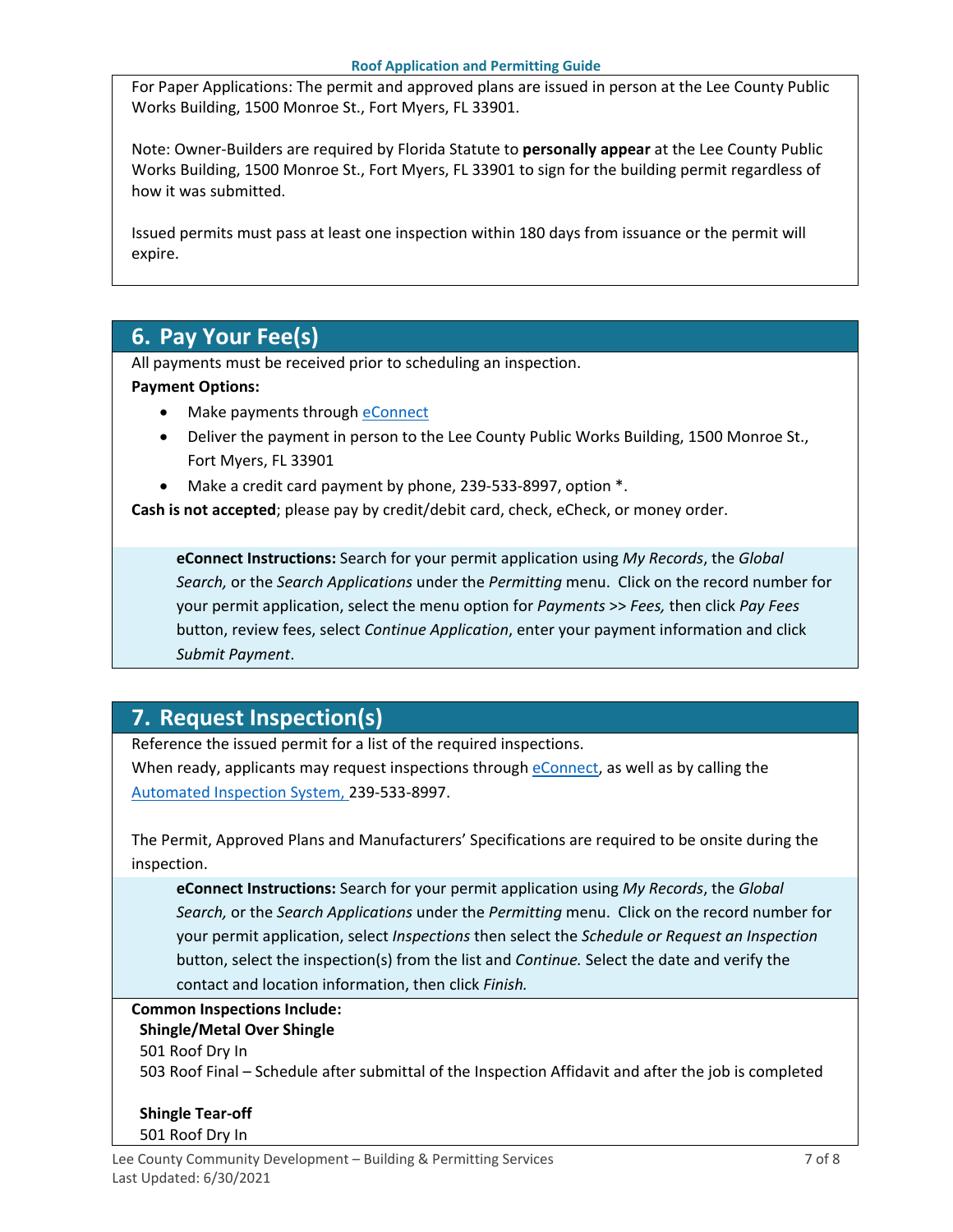For Paper Applications: The permit and approved plans are issued in person at the Lee County Public Works Building, 1500 Monroe St., Fort Myers, FL 33901.

Note: Owner-Builders are required by Florida Statute to **personally appear** at the Lee County Public Works Building, 1500 Monroe St., Fort Myers, FL 33901 to sign for the building permit regardless of how it was submitted.

Issued permits must pass at least one inspection within 180 days from issuance or the permit will expire.

## 6. Pay Your Fee(s)

All payments must be received prior to scheduling an inspection.

**Payment Options:**

- Make payments through eConnect
- Deliver the payment in person to the Lee County Public Works Building, 1500 Monroe St., Fort Myers, FL 33901
- Make a credit card payment by phone, 239-533-8997, option *.

**Cash is not accepted**; please pay by credit/debit card, check, eCheck, or money order.

> **eConnect Instructions:** Search for your permit application using *My Records*, the *Global Search,* or the *Search Applications* under the *Permitting* menu. Click on the record number for your permit application, select the menu option for *Payments* >> *Fees,* then click *Pay Fees* button, review fees, select *Continue Application*, enter your payment information and click *Submit Payment*.

## 7. Request Inspection(s)

Reference the issued permit for a list of the required inspections.

When ready, applicants may request inspections through eConnect, as well as by calling the Automated Inspection System, 239-533-8997.

The Permit, Approved Plans and Manufacturers' Specifications are required to be onsite during the inspection.

> **eConnect Instructions:** Search for your permit application using *My Records*, the *Global Search,* or the *Search Applications* under the *Permitting* menu. Click on the record number for your permit application, select *Inspections* then select the *Schedule or Request an Inspection* button, select the inspection(s) from the list and *Continue.* Select the date and verify the contact and location information, then click *Finish.*

**Common Inspections Include:**

**Shingle/Metal Over Shingle**

501 Roof Dry In

503 Roof Final – Schedule after submittal of the Inspection Affidavit and after the job is completed

**Shingle Tear-off**

501 Roof Dry In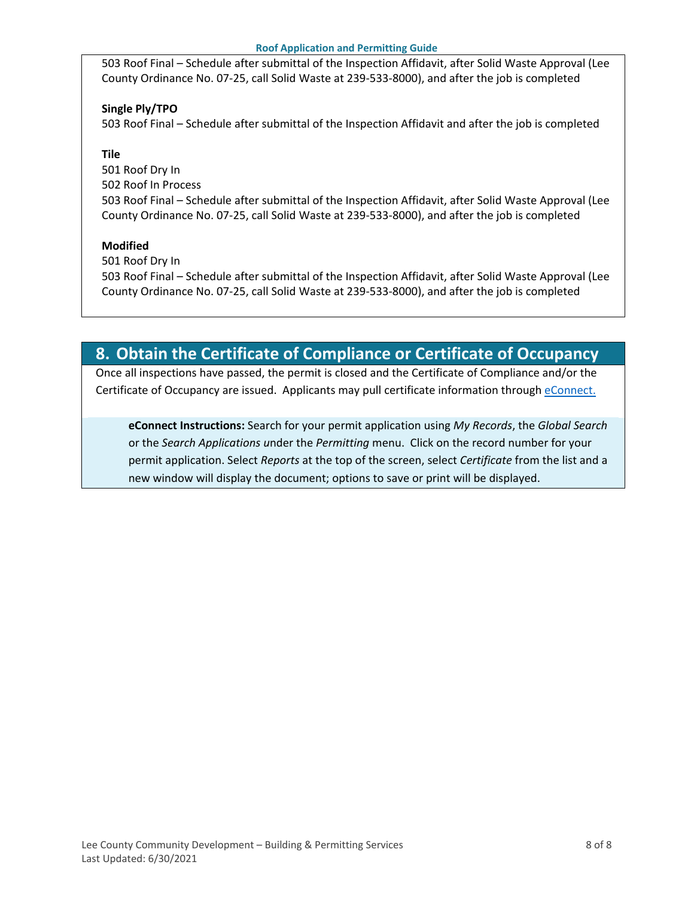503 Roof Final – Schedule after submittal of the Inspection Affidavit, after Solid Waste Approval (Lee County Ordinance No. 07-25, call Solid Waste at 239-533-8000), and after the job is completed

**Single Ply/TPO**

503 Roof Final – Schedule after submittal of the Inspection Affidavit and after the job is completed

**Tile**

501 Roof Dry In
502 Roof In Process
503 Roof Final – Schedule after submittal of the Inspection Affidavit, after Solid Waste Approval (Lee County Ordinance No. 07-25, call Solid Waste at 239-533-8000), and after the job is completed

**Modified**

501 Roof Dry In
503 Roof Final – Schedule after submittal of the Inspection Affidavit, after Solid Waste Approval (Lee County Ordinance No. 07-25, call Solid Waste at 239-533-8000), and after the job is completed

## 8. Obtain the Certificate of Compliance or Certificate of Occupancy

Once all inspections have passed, the permit is closed and the Certificate of Compliance and/or the Certificate of Occupancy are issued. Applicants may pull certificate information through eConnect.

**eConnect Instructions:** Search for your permit application using *My Records*, the *Global Search* or the *Search Applications* under the *Permitting* menu. Click on the record number for your permit application. Select *Reports* at the top of the screen, select *Certificate* from the list and a new window will display the document; options to save or print will be displayed.